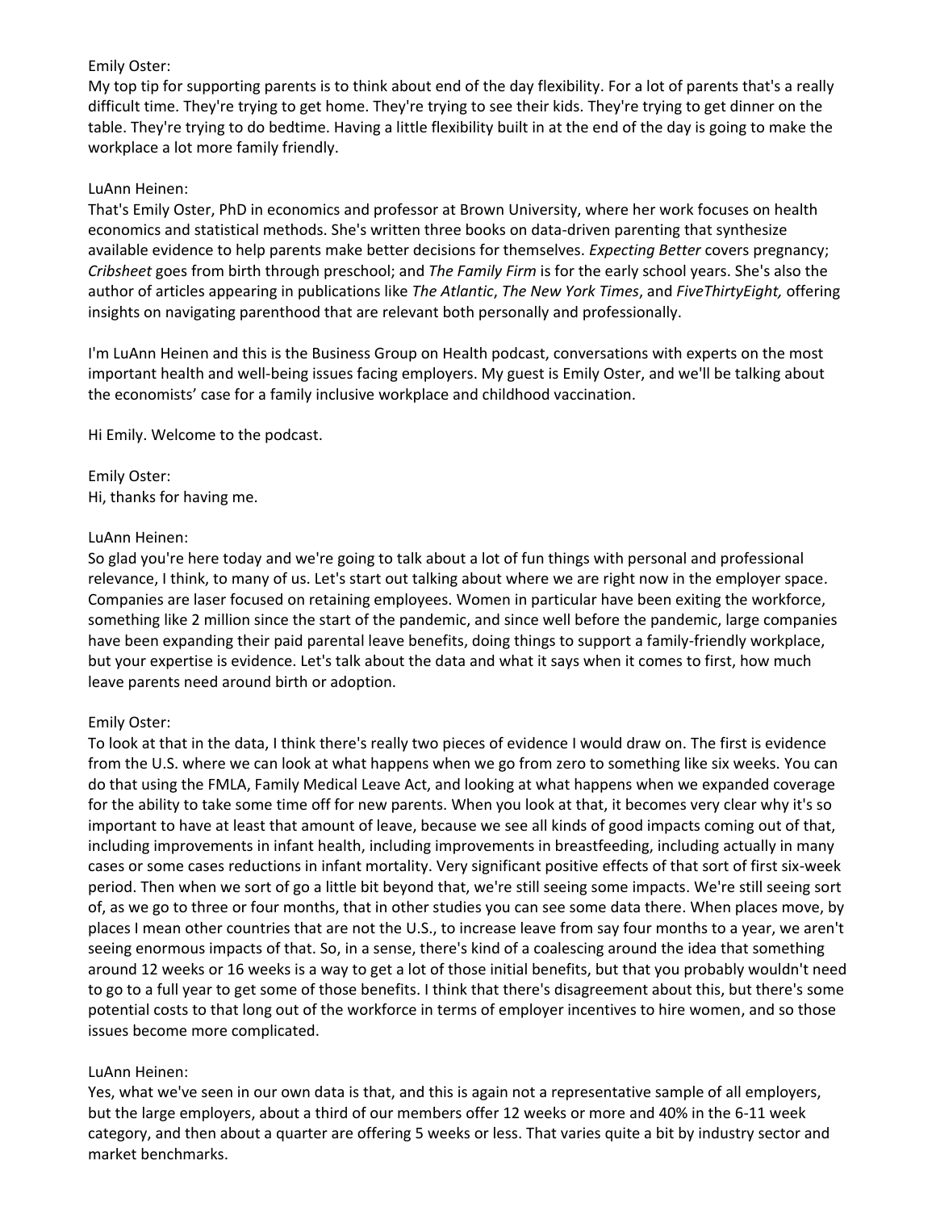Emily Oster:
My top tip for supporting parents is to think about end of the day flexibility. For a lot of parents that's a really difficult time. They're trying to get home. They're trying to see their kids. They're trying to get dinner on the table. They're trying to do bedtime. Having a little flexibility built in at the end of the day is going to make the workplace a lot more family friendly.

LuAnn Heinen:
That's Emily Oster, PhD in economics and professor at Brown University, where her work focuses on health economics and statistical methods. She's written three books on data-driven parenting that synthesize available evidence to help parents make better decisions for themselves. *Expecting Better* covers pregnancy; *Cribsheet* goes from birth through preschool; and *The Family Firm* is for the early school years. She's also the author of articles appearing in publications like *The Atlantic*, *The New York Times*, and *FiveThirtyEight,* offering insights on navigating parenthood that are relevant both personally and professionally.

I'm LuAnn Heinen and this is the Business Group on Health podcast, conversations with experts on the most important health and well-being issues facing employers. My guest is Emily Oster, and we'll be talking about the economists' case for a family inclusive workplace and childhood vaccination.

Hi Emily. Welcome to the podcast.

Emily Oster:
Hi, thanks for having me.

LuAnn Heinen:
So glad you're here today and we're going to talk about a lot of fun things with personal and professional relevance, I think, to many of us. Let's start out talking about where we are right now in the employer space. Companies are laser focused on retaining employees. Women in particular have been exiting the workforce, something like 2 million since the start of the pandemic, and since well before the pandemic, large companies have been expanding their paid parental leave benefits, doing things to support a family-friendly workplace, but your expertise is evidence. Let's talk about the data and what it says when it comes to first, how much leave parents need around birth or adoption.

Emily Oster:
To look at that in the data, I think there's really two pieces of evidence I would draw on. The first is evidence from the U.S. where we can look at what happens when we go from zero to something like six weeks. You can do that using the FMLA, Family Medical Leave Act, and looking at what happens when we expanded coverage for the ability to take some time off for new parents. When you look at that, it becomes very clear why it's so important to have at least that amount of leave, because we see all kinds of good impacts coming out of that, including improvements in infant health, including improvements in breastfeeding, including actually in many cases or some cases reductions in infant mortality. Very significant positive effects of that sort of first six-week period. Then when we sort of go a little bit beyond that, we're still seeing some impacts. We're still seeing sort of, as we go to three or four months, that in other studies you can see some data there. When places move, by places I mean other countries that are not the U.S., to increase leave from say four months to a year, we aren't seeing enormous impacts of that. So, in a sense, there's kind of a coalescing around the idea that something around 12 weeks or 16 weeks is a way to get a lot of those initial benefits, but that you probably wouldn't need to go to a full year to get some of those benefits. I think that there's disagreement about this, but there's some potential costs to that long out of the workforce in terms of employer incentives to hire women, and so those issues become more complicated.

LuAnn Heinen:
Yes, what we've seen in our own data is that, and this is again not a representative sample of all employers, but the large employers, about a third of our members offer 12 weeks or more and 40% in the 6-11 week category, and then about a quarter are offering 5 weeks or less. That varies quite a bit by industry sector and market benchmarks.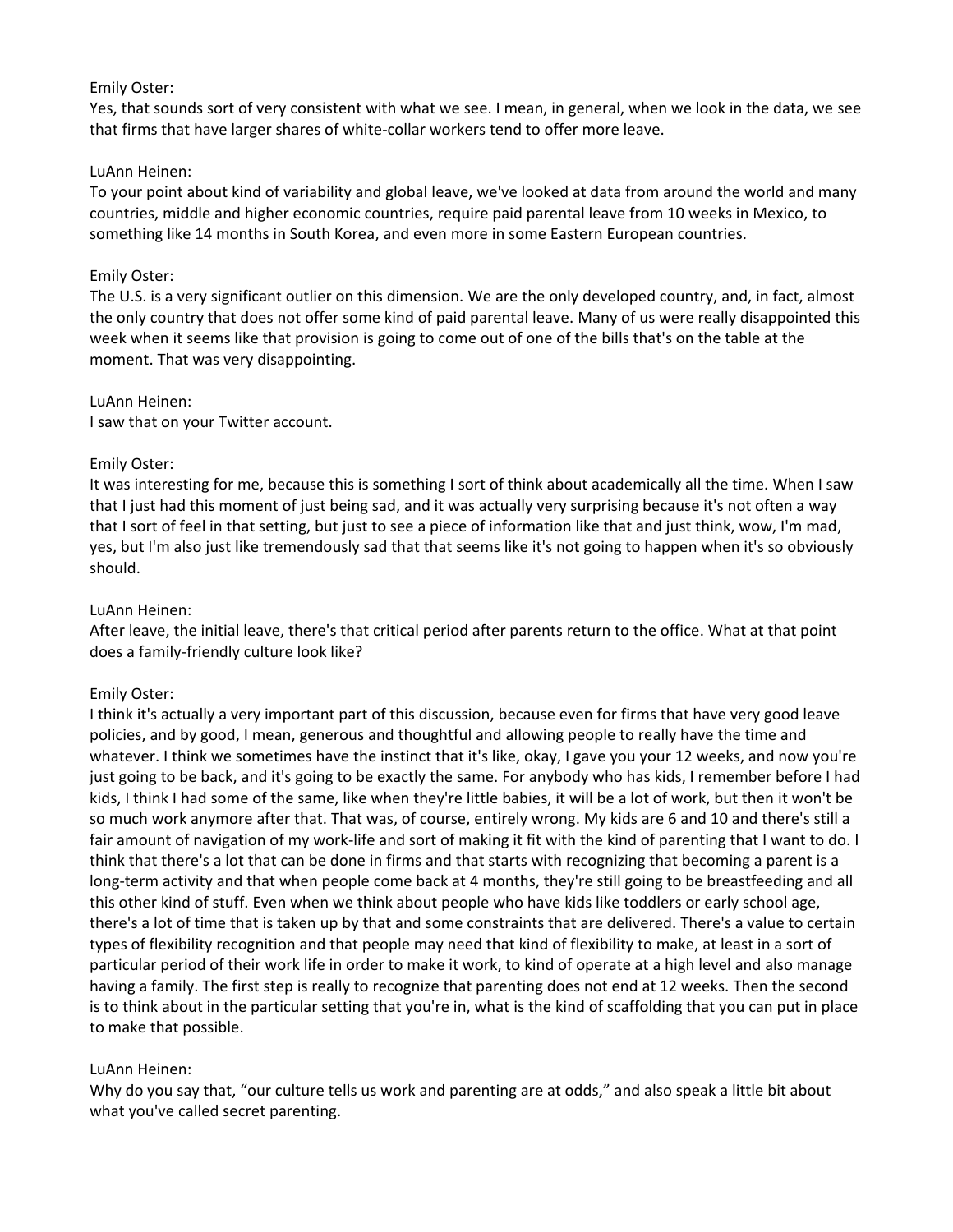Emily Oster:
Yes, that sounds sort of very consistent with what we see. I mean, in general, when we look in the data, we see that firms that have larger shares of white-collar workers tend to offer more leave.

LuAnn Heinen:
To your point about kind of variability and global leave, we've looked at data from around the world and many countries, middle and higher economic countries, require paid parental leave from 10 weeks in Mexico, to something like 14 months in South Korea, and even more in some Eastern European countries.

Emily Oster:
The U.S. is a very significant outlier on this dimension. We are the only developed country, and, in fact, almost the only country that does not offer some kind of paid parental leave. Many of us were really disappointed this week when it seems like that provision is going to come out of one of the bills that's on the table at the moment. That was very disappointing.

LuAnn Heinen:
I saw that on your Twitter account.

Emily Oster:
It was interesting for me, because this is something I sort of think about academically all the time. When I saw that I just had this moment of just being sad, and it was actually very surprising because it's not often a way that I sort of feel in that setting, but just to see a piece of information like that and just think, wow, I'm mad, yes, but I'm also just like tremendously sad that that seems like it's not going to happen when it's so obviously should.

LuAnn Heinen:
After leave, the initial leave, there's that critical period after parents return to the office. What at that point does a family-friendly culture look like?

Emily Oster:
I think it's actually a very important part of this discussion, because even for firms that have very good leave policies, and by good, I mean, generous and thoughtful and allowing people to really have the time and whatever. I think we sometimes have the instinct that it's like, okay, I gave you your 12 weeks, and now you're just going to be back, and it's going to be exactly the same. For anybody who has kids, I remember before I had kids, I think I had some of the same, like when they're little babies, it will be a lot of work, but then it won't be so much work anymore after that. That was, of course, entirely wrong. My kids are 6 and 10 and there's still a fair amount of navigation of my work-life and sort of making it fit with the kind of parenting that I want to do. I think that there's a lot that can be done in firms and that starts with recognizing that becoming a parent is a long-term activity and that when people come back at 4 months, they're still going to be breastfeeding and all this other kind of stuff. Even when we think about people who have kids like toddlers or early school age, there's a lot of time that is taken up by that and some constraints that are delivered. There's a value to certain types of flexibility recognition and that people may need that kind of flexibility to make, at least in a sort of particular period of their work life in order to make it work, to kind of operate at a high level and also manage having a family. The first step is really to recognize that parenting does not end at 12 weeks. Then the second is to think about in the particular setting that you're in, what is the kind of scaffolding that you can put in place to make that possible.

LuAnn Heinen:
Why do you say that, "our culture tells us work and parenting are at odds," and also speak a little bit about what you've called secret parenting.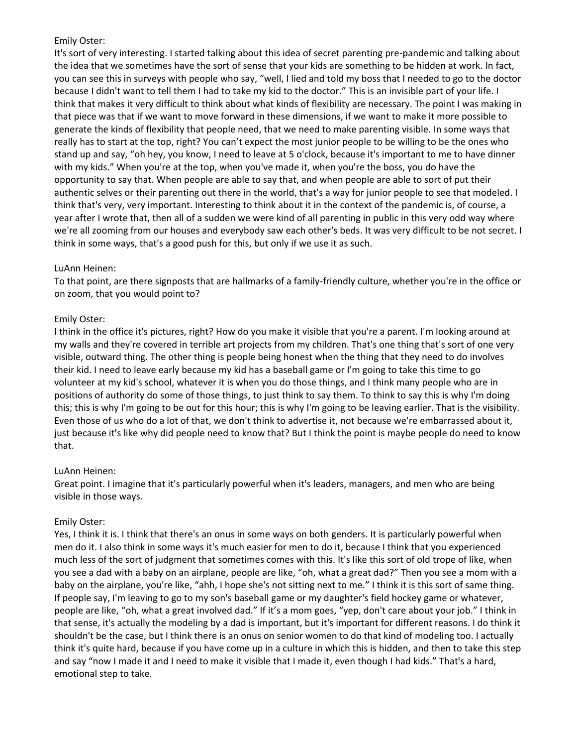Emily Oster:
It's sort of very interesting. I started talking about this idea of secret parenting pre-pandemic and talking about the idea that we sometimes have the sort of sense that your kids are something to be hidden at work. In fact, you can see this in surveys with people who say, "well, I lied and told my boss that I needed to go to the doctor because I didn't want to tell them I had to take my kid to the doctor." This is an invisible part of your life. I think that makes it very difficult to think about what kinds of flexibility are necessary. The point I was making in that piece was that if we want to move forward in these dimensions, if we want to make it more possible to generate the kinds of flexibility that people need, that we need to make parenting visible. In some ways that really has to start at the top, right? You can't expect the most junior people to be willing to be the ones who stand up and say, "oh hey, you know, I need to leave at 5 o'clock, because it's important to me to have dinner with my kids." When you're at the top, when you've made it, when you're the boss, you do have the opportunity to say that. When people are able to say that, and when people are able to sort of put their authentic selves or their parenting out there in the world, that's a way for junior people to see that modeled. I think that's very, very important. Interesting to think about it in the context of the pandemic is, of course, a year after I wrote that, then all of a sudden we were kind of all parenting in public in this very odd way where we're all zooming from our houses and everybody saw each other's beds. It was very difficult to be not secret. I think in some ways, that's a good push for this, but only if we use it as such.

LuAnn Heinen:
To that point, are there signposts that are hallmarks of a family-friendly culture, whether you're in the office or on zoom, that you would point to?

Emily Oster:
I think in the office it's pictures, right? How do you make it visible that you're a parent. I'm looking around at my walls and they're covered in terrible art projects from my children. That's one thing that's sort of one very visible, outward thing. The other thing is people being honest when the thing that they need to do involves their kid. I need to leave early because my kid has a baseball game or I'm going to take this time to go volunteer at my kid's school, whatever it is when you do those things, and I think many people who are in positions of authority do some of those things, to just think to say them. To think to say this is why I'm doing this; this is why I'm going to be out for this hour; this is why I'm going to be leaving earlier. That is the visibility. Even those of us who do a lot of that, we don't think to advertise it, not because we're embarrassed about it, just because it's like why did people need to know that? But I think the point is maybe people do need to know that.

LuAnn Heinen:
Great point. I imagine that it's particularly powerful when it's leaders, managers, and men who are being visible in those ways.

Emily Oster:
Yes, I think it is. I think that there's an onus in some ways on both genders. It is particularly powerful when men do it. I also think in some ways it's much easier for men to do it, because I think that you experienced much less of the sort of judgment that sometimes comes with this. It's like this sort of old trope of like, when you see a dad with a baby on an airplane, people are like, "oh, what a great dad?" Then you see a mom with a baby on the airplane, you're like, "ahh, I hope she's not sitting next to me." I think it is this sort of same thing. If people say, I'm leaving to go to my son's baseball game or my daughter's field hockey game or whatever, people are like, "oh, what a great involved dad." If it's a mom goes, "yep, don't care about your job." I think in that sense, it's actually the modeling by a dad is important, but it's important for different reasons. I do think it shouldn't be the case, but I think there is an onus on senior women to do that kind of modeling too. I actually think it's quite hard, because if you have come up in a culture in which this is hidden, and then to take this step and say "now I made it and I need to make it visible that I made it, even though I had kids." That's a hard, emotional step to take.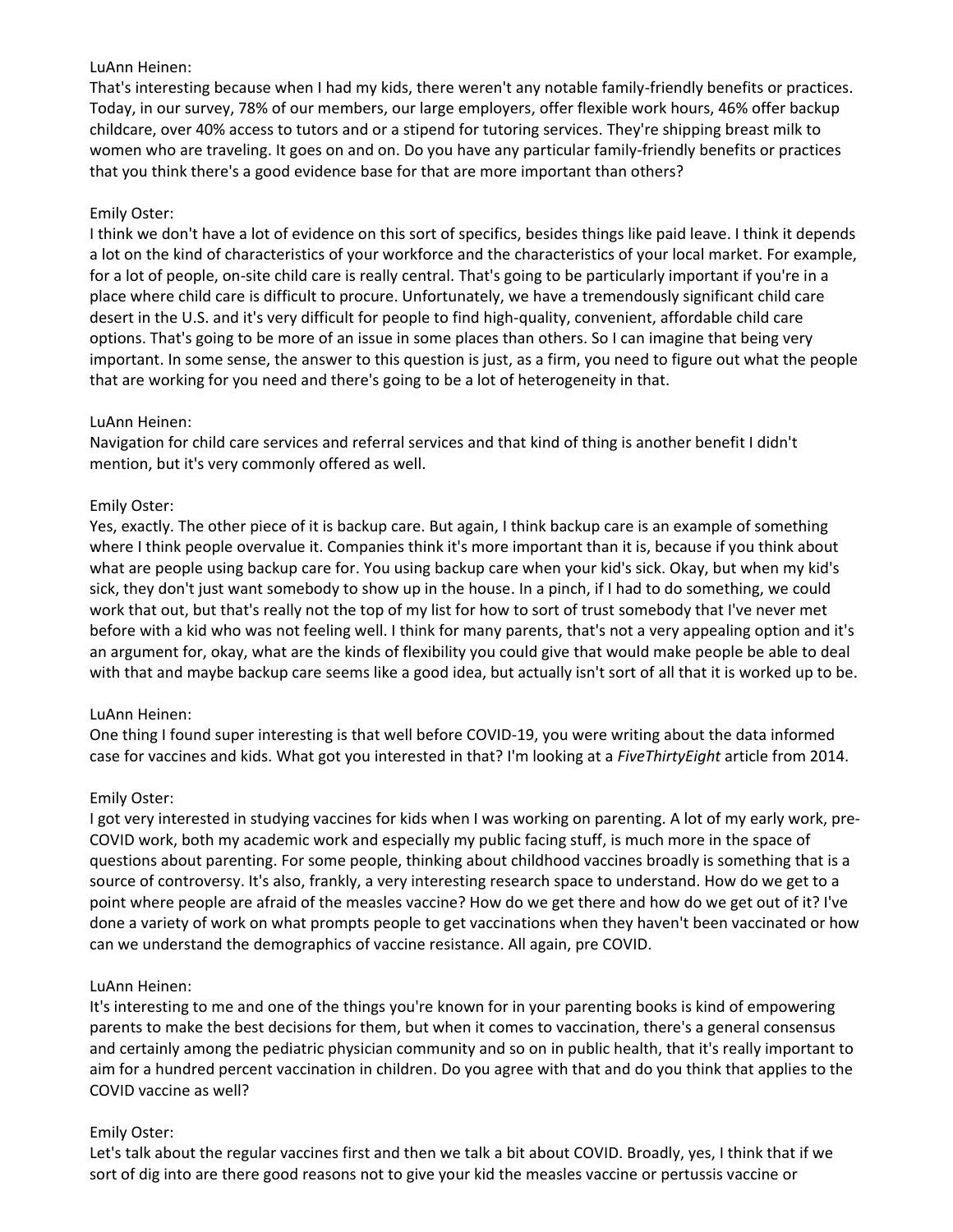LuAnn Heinen:
That's interesting because when I had my kids, there weren't any notable family-friendly benefits or practices. Today, in our survey, 78% of our members, our large employers, offer flexible work hours, 46% offer backup childcare, over 40% access to tutors and or a stipend for tutoring services. They're shipping breast milk to women who are traveling. It goes on and on. Do you have any particular family-friendly benefits or practices that you think there's a good evidence base for that are more important than others?

Emily Oster:
I think we don't have a lot of evidence on this sort of specifics, besides things like paid leave. I think it depends a lot on the kind of characteristics of your workforce and the characteristics of your local market. For example, for a lot of people, on-site child care is really central. That's going to be particularly important if you're in a place where child care is difficult to procure. Unfortunately, we have a tremendously significant child care desert in the U.S. and it's very difficult for people to find high-quality, convenient, affordable child care options. That's going to be more of an issue in some places than others. So I can imagine that being very important. In some sense, the answer to this question is just, as a firm, you need to figure out what the people that are working for you need and there's going to be a lot of heterogeneity in that.

LuAnn Heinen:
Navigation for child care services and referral services and that kind of thing is another benefit I didn't mention, but it's very commonly offered as well.

Emily Oster:
Yes, exactly. The other piece of it is backup care. But again, I think backup care is an example of something where I think people overvalue it. Companies think it's more important than it is, because if you think about what are people using backup care for. You using backup care when your kid's sick. Okay, but when my kid's sick, they don't just want somebody to show up in the house. In a pinch, if I had to do something, we could work that out, but that's really not the top of my list for how to sort of trust somebody that I've never met before with a kid who was not feeling well. I think for many parents, that's not a very appealing option and it's an argument for, okay, what are the kinds of flexibility you could give that would make people be able to deal with that and maybe backup care seems like a good idea, but actually isn't sort of all that it is worked up to be.

LuAnn Heinen:
One thing I found super interesting is that well before COVID-19, you were writing about the data informed case for vaccines and kids. What got you interested in that? I'm looking at a *FiveThirtyEight* article from 2014.

Emily Oster:
I got very interested in studying vaccines for kids when I was working on parenting. A lot of my early work, pre-COVID work, both my academic work and especially my public facing stuff, is much more in the space of questions about parenting. For some people, thinking about childhood vaccines broadly is something that is a source of controversy. It's also, frankly, a very interesting research space to understand. How do we get to a point where people are afraid of the measles vaccine? How do we get there and how do we get out of it? I've done a variety of work on what prompts people to get vaccinations when they haven't been vaccinated or how can we understand the demographics of vaccine resistance. All again, pre COVID.

LuAnn Heinen:
It's interesting to me and one of the things you're known for in your parenting books is kind of empowering parents to make the best decisions for them, but when it comes to vaccination, there's a general consensus and certainly among the pediatric physician community and so on in public health, that it's really important to aim for a hundred percent vaccination in children. Do you agree with that and do you think that applies to the COVID vaccine as well?

Emily Oster:
Let's talk about the regular vaccines first and then we talk a bit about COVID. Broadly, yes, I think that if we sort of dig into are there good reasons not to give your kid the measles vaccine or pertussis vaccine or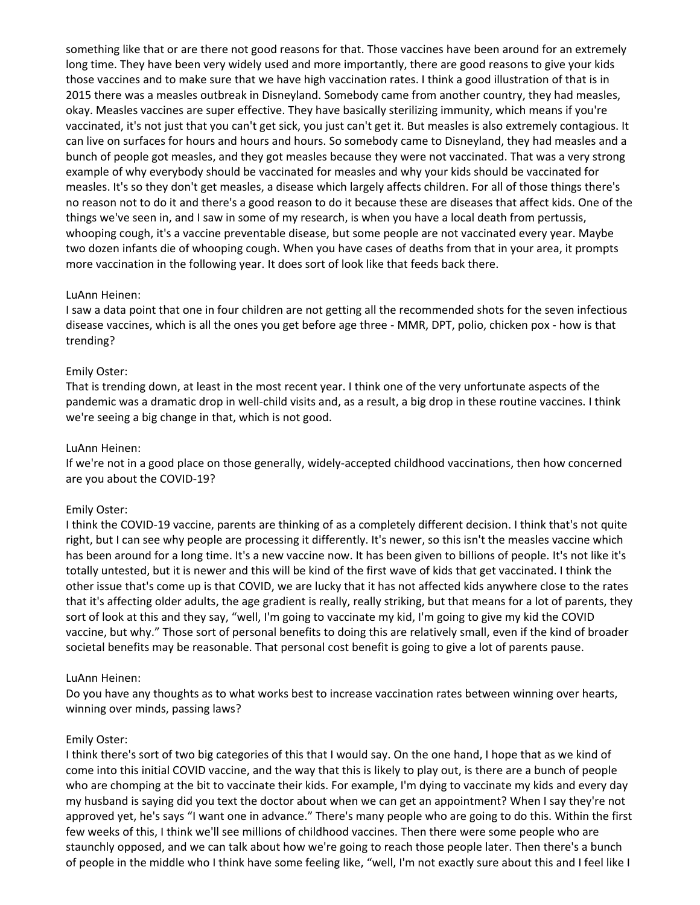something like that or are there not good reasons for that. Those vaccines have been around for an extremely long time. They have been very widely used and more importantly, there are good reasons to give your kids those vaccines and to make sure that we have high vaccination rates. I think a good illustration of that is in 2015 there was a measles outbreak in Disneyland. Somebody came from another country, they had measles, okay. Measles vaccines are super effective. They have basically sterilizing immunity, which means if you're vaccinated, it's not just that you can't get sick, you just can't get it. But measles is also extremely contagious. It can live on surfaces for hours and hours and hours. So somebody came to Disneyland, they had measles and a bunch of people got measles, and they got measles because they were not vaccinated. That was a very strong example of why everybody should be vaccinated for measles and why your kids should be vaccinated for measles. It's so they don't get measles, a disease which largely affects children. For all of those things there's no reason not to do it and there's a good reason to do it because these are diseases that affect kids. One of the things we've seen in, and I saw in some of my research, is when you have a local death from pertussis, whooping cough, it's a vaccine preventable disease, but some people are not vaccinated every year. Maybe two dozen infants die of whooping cough. When you have cases of deaths from that in your area, it prompts more vaccination in the following year. It does sort of look like that feeds back there.

LuAnn Heinen:
I saw a data point that one in four children are not getting all the recommended shots for the seven infectious disease vaccines, which is all the ones you get before age three - MMR, DPT, polio, chicken pox - how is that trending?

Emily Oster:
That is trending down, at least in the most recent year. I think one of the very unfortunate aspects of the pandemic was a dramatic drop in well-child visits and, as a result, a big drop in these routine vaccines. I think we're seeing a big change in that, which is not good.

LuAnn Heinen:
If we're not in a good place on those generally, widely-accepted childhood vaccinations, then how concerned are you about the COVID-19?

Emily Oster:
I think the COVID-19 vaccine, parents are thinking of as a completely different decision. I think that's not quite right, but I can see why people are processing it differently. It's newer, so this isn't the measles vaccine which has been around for a long time. It's a new vaccine now. It has been given to billions of people. It's not like it's totally untested, but it is newer and this will be kind of the first wave of kids that get vaccinated. I think the other issue that's come up is that COVID, we are lucky that it has not affected kids anywhere close to the rates that it's affecting older adults, the age gradient is really, really striking, but that means for a lot of parents, they sort of look at this and they say, "well, I'm going to vaccinate my kid, I'm going to give my kid the COVID vaccine, but why." Those sort of personal benefits to doing this are relatively small, even if the kind of broader societal benefits may be reasonable. That personal cost benefit is going to give a lot of parents pause.

LuAnn Heinen:
Do you have any thoughts as to what works best to increase vaccination rates between winning over hearts, winning over minds, passing laws?

Emily Oster:
I think there's sort of two big categories of this that I would say. On the one hand, I hope that as we kind of come into this initial COVID vaccine, and the way that this is likely to play out, is there are a bunch of people who are chomping at the bit to vaccinate their kids. For example, I'm dying to vaccinate my kids and every day my husband is saying did you text the doctor about when we can get an appointment? When I say they're not approved yet, he's says "I want one in advance." There's many people who are going to do this. Within the first few weeks of this, I think we'll see millions of childhood vaccines. Then there were some people who are staunchly opposed, and we can talk about how we're going to reach those people later. Then there's a bunch of people in the middle who I think have some feeling like, "well, I'm not exactly sure about this and I feel like I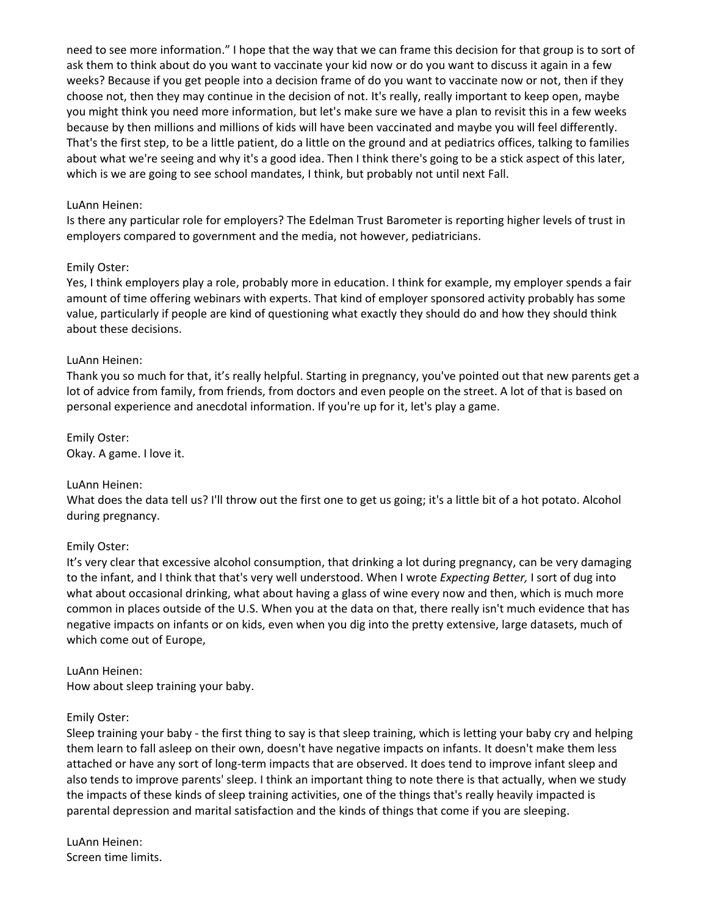need to see more information." I hope that the way that we can frame this decision for that group is to sort of ask them to think about do you want to vaccinate your kid now or do you want to discuss it again in a few weeks? Because if you get people into a decision frame of do you want to vaccinate now or not, then if they choose not, then they may continue in the decision of not. It's really, really important to keep open, maybe you might think you need more information, but let's make sure we have a plan to revisit this in a few weeks because by then millions and millions of kids will have been vaccinated and maybe you will feel differently. That's the first step, to be a little patient, do a little on the ground and at pediatrics offices, talking to families about what we're seeing and why it's a good idea. Then I think there's going to be a stick aspect of this later, which is we are going to see school mandates, I think, but probably not until next Fall.

LuAnn Heinen:
Is there any particular role for employers? The Edelman Trust Barometer is reporting higher levels of trust in employers compared to government and the media, not however, pediatricians.

Emily Oster:
Yes, I think employers play a role, probably more in education. I think for example, my employer spends a fair amount of time offering webinars with experts. That kind of employer sponsored activity probably has some value, particularly if people are kind of questioning what exactly they should do and how they should think about these decisions.

LuAnn Heinen:
Thank you so much for that, it's really helpful. Starting in pregnancy, you've pointed out that new parents get a lot of advice from family, from friends, from doctors and even people on the street. A lot of that is based on personal experience and anecdotal information. If you're up for it, let's play a game.

Emily Oster:
Okay. A game. I love it.

LuAnn Heinen:
What does the data tell us? I'll throw out the first one to get us going; it's a little bit of a hot potato. Alcohol during pregnancy.

Emily Oster:
It's very clear that excessive alcohol consumption, that drinking a lot during pregnancy, can be very damaging to the infant, and I think that that's very well understood. When I wrote *Expecting Better,* I sort of dug into what about occasional drinking, what about having a glass of wine every now and then, which is much more common in places outside of the U.S. When you at the data on that, there really isn't much evidence that has negative impacts on infants or on kids, even when you dig into the pretty extensive, large datasets, much of which come out of Europe,

LuAnn Heinen:
How about sleep training your baby.

Emily Oster:
Sleep training your baby - the first thing to say is that sleep training, which is letting your baby cry and helping them learn to fall asleep on their own, doesn't have negative impacts on infants. It doesn't make them less attached or have any sort of long-term impacts that are observed. It does tend to improve infant sleep and also tends to improve parents' sleep. I think an important thing to note there is that actually, when we study the impacts of these kinds of sleep training activities, one of the things that's really heavily impacted is parental depression and marital satisfaction and the kinds of things that come if you are sleeping.

LuAnn Heinen:
Screen time limits.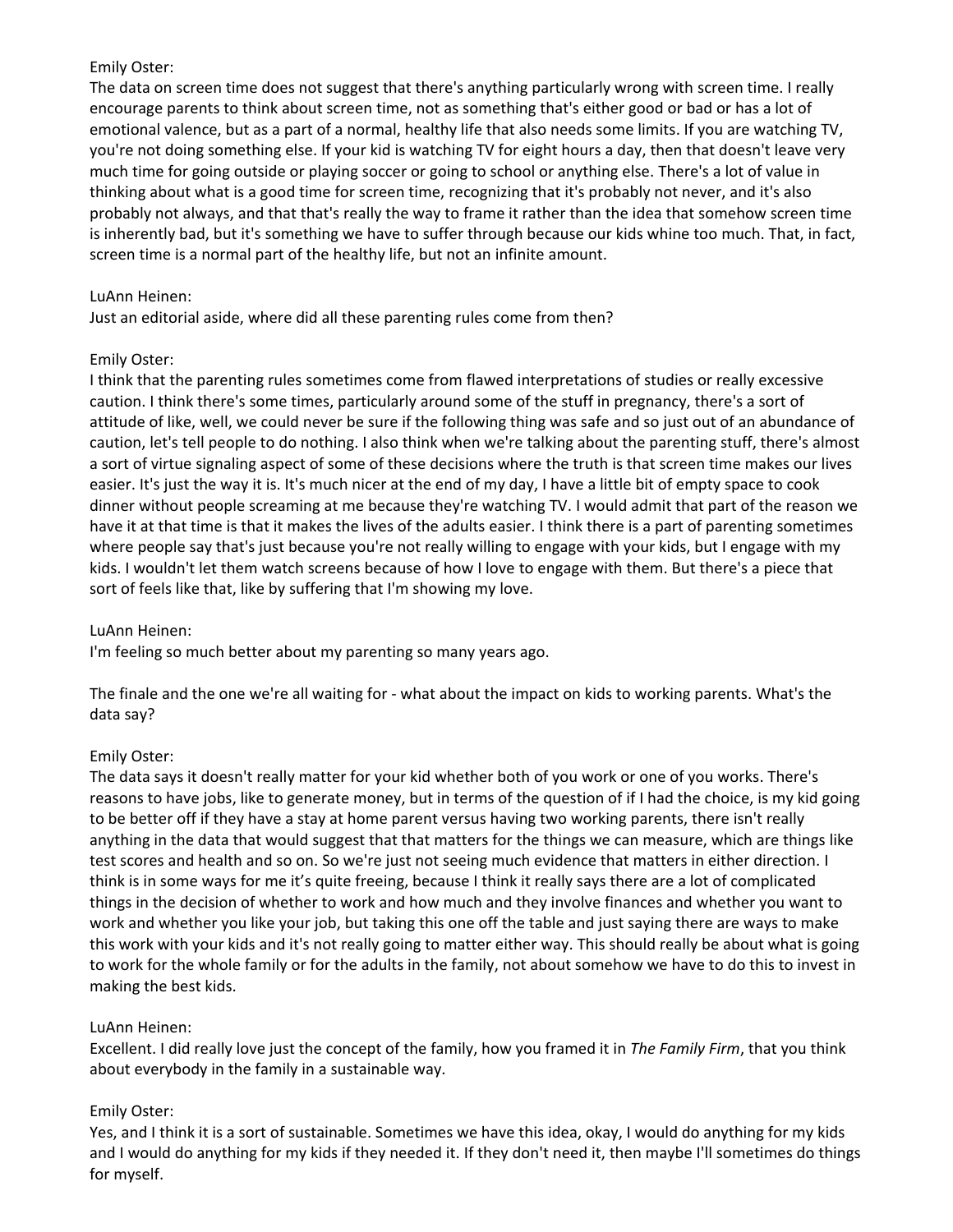Emily Oster:
The data on screen time does not suggest that there's anything particularly wrong with screen time. I really encourage parents to think about screen time, not as something that's either good or bad or has a lot of emotional valence, but as a part of a normal, healthy life that also needs some limits. If you are watching TV, you're not doing something else. If your kid is watching TV for eight hours a day, then that doesn't leave very much time for going outside or playing soccer or going to school or anything else. There's a lot of value in thinking about what is a good time for screen time, recognizing that it's probably not never, and it's also probably not always, and that that's really the way to frame it rather than the idea that somehow screen time is inherently bad, but it's something we have to suffer through because our kids whine too much. That, in fact, screen time is a normal part of the healthy life, but not an infinite amount.

LuAnn Heinen:
Just an editorial aside, where did all these parenting rules come from then?

Emily Oster:
I think that the parenting rules sometimes come from flawed interpretations of studies or really excessive caution. I think there's some times, particularly around some of the stuff in pregnancy, there's a sort of attitude of like, well, we could never be sure if the following thing was safe and so just out of an abundance of caution, let's tell people to do nothing. I also think when we're talking about the parenting stuff, there's almost a sort of virtue signaling aspect of some of these decisions where the truth is that screen time makes our lives easier. It's just the way it is. It's much nicer at the end of my day, I have a little bit of empty space to cook dinner without people screaming at me because they're watching TV. I would admit that part of the reason we have it at that time is that it makes the lives of the adults easier. I think there is a part of parenting sometimes where people say that's just because you're not really willing to engage with your kids, but I engage with my kids. I wouldn't let them watch screens because of how I love to engage with them. But there's a piece that sort of feels like that, like by suffering that I'm showing my love.

LuAnn Heinen:
I'm feeling so much better about my parenting so many years ago.

The finale and the one we're all waiting for - what about the impact on kids to working parents. What's the data say?

Emily Oster:
The data says it doesn't really matter for your kid whether both of you work or one of you works. There's reasons to have jobs, like to generate money, but in terms of the question of if I had the choice, is my kid going to be better off if they have a stay at home parent versus having two working parents, there isn't really anything in the data that would suggest that that matters for the things we can measure, which are things like test scores and health and so on. So we're just not seeing much evidence that matters in either direction. I think is in some ways for me it's quite freeing, because I think it really says there are a lot of complicated things in the decision of whether to work and how much and they involve finances and whether you want to work and whether you like your job, but taking this one off the table and just saying there are ways to make this work with your kids and it's not really going to matter either way. This should really be about what is going to work for the whole family or for the adults in the family, not about somehow we have to do this to invest in making the best kids.

LuAnn Heinen:
Excellent. I did really love just the concept of the family, how you framed it in *The Family Firm*, that you think about everybody in the family in a sustainable way.

Emily Oster:
Yes, and I think it is a sort of sustainable. Sometimes we have this idea, okay, I would do anything for my kids and I would do anything for my kids if they needed it. If they don't need it, then maybe I'll sometimes do things for myself.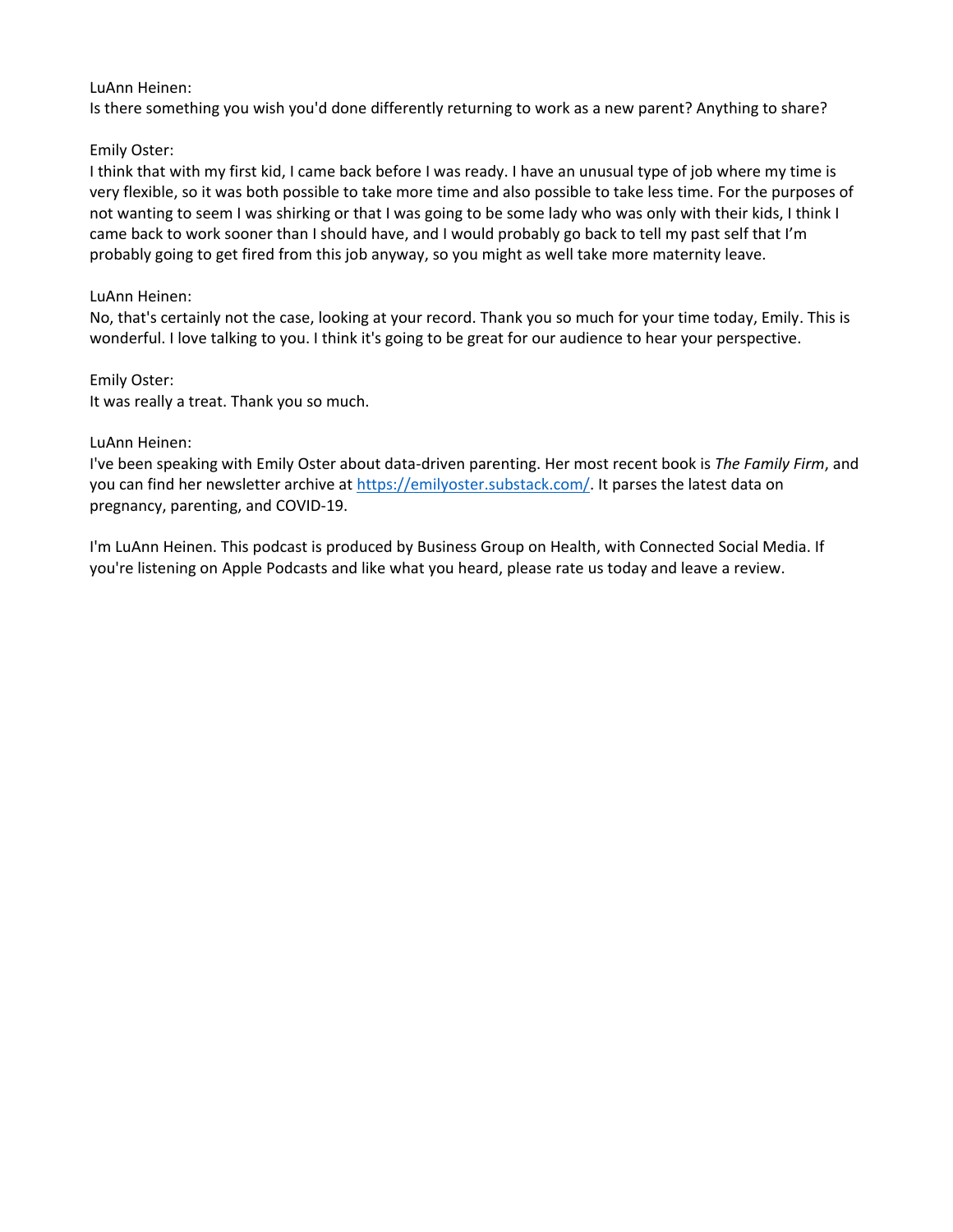LuAnn Heinen:
Is there something you wish you'd done differently returning to work as a new parent? Anything to share?

Emily Oster:
I think that with my first kid, I came back before I was ready. I have an unusual type of job where my time is very flexible, so it was both possible to take more time and also possible to take less time. For the purposes of not wanting to seem I was shirking or that I was going to be some lady who was only with their kids, I think I came back to work sooner than I should have, and I would probably go back to tell my past self that I'm probably going to get fired from this job anyway, so you might as well take more maternity leave.

LuAnn Heinen:
No, that's certainly not the case, looking at your record. Thank you so much for your time today, Emily. This is wonderful. I love talking to you. I think it's going to be great for our audience to hear your perspective.

Emily Oster:
It was really a treat. Thank you so much.

LuAnn Heinen:
I've been speaking with Emily Oster about data-driven parenting. Her most recent book is *The Family Firm*, and you can find her newsletter archive at [https://emilyoster.substack.com/](https://emilyoster.substack.com/). It parses the latest data on pregnancy, parenting, and COVID-19.

I'm LuAnn Heinen. This podcast is produced by Business Group on Health, with Connected Social Media. If you're listening on Apple Podcasts and like what you heard, please rate us today and leave a review.